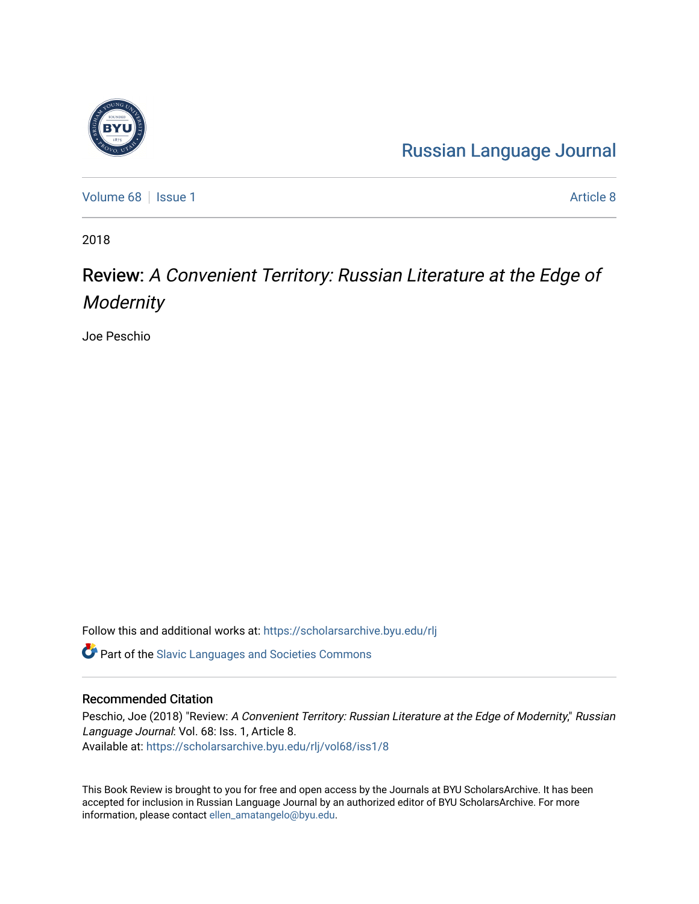Russian Language Journal

Volume 68 | Issue 1 | Article 8

2018

# Review: *A Convenient Territory: Russian Literature at the Edge of Modernity*

Joe Peschio

Follow this and additional works at: https://scholarsarchive.byu.edu/rlj

Part of the Slavic Languages and Societies Commons

## Recommended Citation

Peschio, Joe (2018) "Review: *A Convenient Territory: Russian Literature at the Edge of Modernity*," *Russian Language Journal*: Vol. 68: Iss. 1, Article 8.
Available at: https://scholarsarchive.byu.edu/rlj/vol68/iss1/8

This Book Review is brought to you for free and open access by the Journals at BYU ScholarsArchive. It has been accepted for inclusion in Russian Language Journal by an authorized editor of BYU ScholarsArchive. For more information, please contact ellen_amatangelo@byu.edu.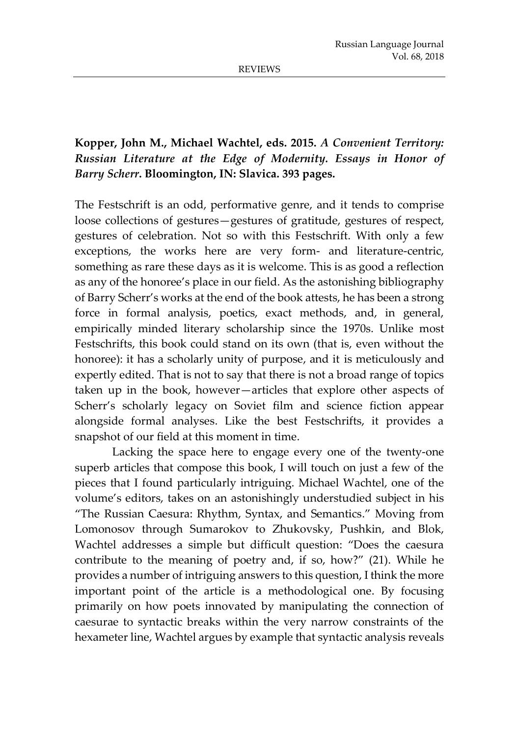**Kopper, John M., Michael Wachtel, eds. 2015. *A Convenient Territory: Russian Literature at the Edge of Modernity. Essays in Honor of Barry Scherr*. Bloomington, IN: Slavica. 393 pages.**

The Festschrift is an odd, performative genre, and it tends to comprise loose collections of gestures—gestures of gratitude, gestures of respect, gestures of celebration. Not so with this Festschrift. With only a few exceptions, the works here are very form- and literature-centric, something as rare these days as it is welcome. This is as good a reflection as any of the honoree's place in our field. As the astonishing bibliography of Barry Scherr's works at the end of the book attests, he has been a strong force in formal analysis, poetics, exact methods, and, in general, empirically minded literary scholarship since the 1970s. Unlike most Festschrifts, this book could stand on its own (that is, even without the honoree): it has a scholarly unity of purpose, and it is meticulously and expertly edited. That is not to say that there is not a broad range of topics taken up in the book, however—articles that explore other aspects of Scherr's scholarly legacy on Soviet film and science fiction appear alongside formal analyses. Like the best Festschrifts, it provides a snapshot of our field at this moment in time.

Lacking the space here to engage every one of the twenty-one superb articles that compose this book, I will touch on just a few of the pieces that I found particularly intriguing. Michael Wachtel, one of the volume's editors, takes on an astonishingly understudied subject in his "The Russian Caesura: Rhythm, Syntax, and Semantics." Moving from Lomonosov through Sumarokov to Zhukovsky, Pushkin, and Blok, Wachtel addresses a simple but difficult question: "Does the caesura contribute to the meaning of poetry and, if so, how?" (21). While he provides a number of intriguing answers to this question, I think the more important point of the article is a methodological one. By focusing primarily on how poets innovated by manipulating the connection of caesurae to syntactic breaks within the very narrow constraints of the hexameter line, Wachtel argues by example that syntactic analysis reveals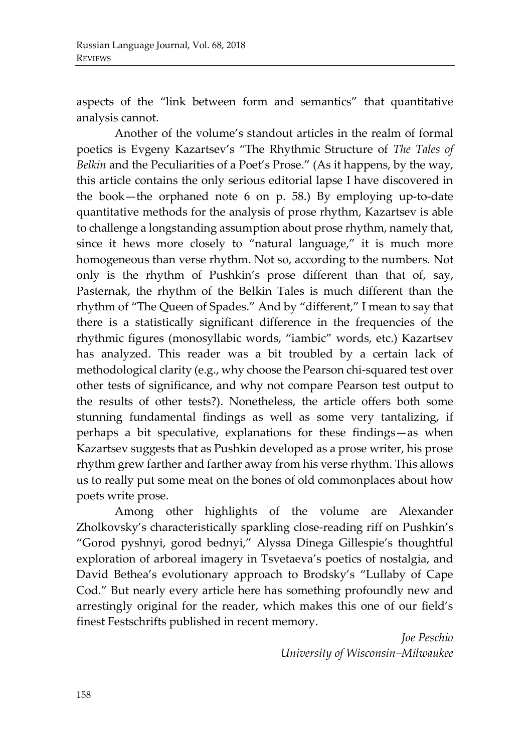aspects of the "link between form and semantics" that quantitative analysis cannot.

Another of the volume's standout articles in the realm of formal poetics is Evgeny Kazartsev's "The Rhythmic Structure of *The Tales of Belkin* and the Peculiarities of a Poet's Prose." (As it happens, by the way, this article contains the only serious editorial lapse I have discovered in the book—the orphaned note 6 on p. 58.) By employing up-to-date quantitative methods for the analysis of prose rhythm, Kazartsev is able to challenge a longstanding assumption about prose rhythm, namely that, since it hews more closely to "natural language," it is much more homogeneous than verse rhythm. Not so, according to the numbers. Not only is the rhythm of Pushkin's prose different than that of, say, Pasternak, the rhythm of the Belkin Tales is much different than the rhythm of "The Queen of Spades." And by "different," I mean to say that there is a statistically significant difference in the frequencies of the rhythmic figures (monosyllabic words, "iambic" words, etc.) Kazartsev has analyzed. This reader was a bit troubled by a certain lack of methodological clarity (e.g., why choose the Pearson chi-squared test over other tests of significance, and why not compare Pearson test output to the results of other tests?). Nonetheless, the article offers both some stunning fundamental findings as well as some very tantalizing, if perhaps a bit speculative, explanations for these findings—as when Kazartsev suggests that as Pushkin developed as a prose writer, his prose rhythm grew farther and farther away from his verse rhythm. This allows us to really put some meat on the bones of old commonplaces about how poets write prose.

Among other highlights of the volume are Alexander Zholkovsky's characteristically sparkling close-reading riff on Pushkin's "Gorod pyshnyi, gorod bednyi," Alyssa Dinega Gillespie's thoughtful exploration of arboreal imagery in Tsvetaeva's poetics of nostalgia, and David Bethea's evolutionary approach to Brodsky's "Lullaby of Cape Cod." But nearly every article here has something profoundly new and arrestingly original for the reader, which makes this one of our field's finest Festschrifts published in recent memory.

*Joe Peschio*
*University of Wisconsin–Milwaukee*